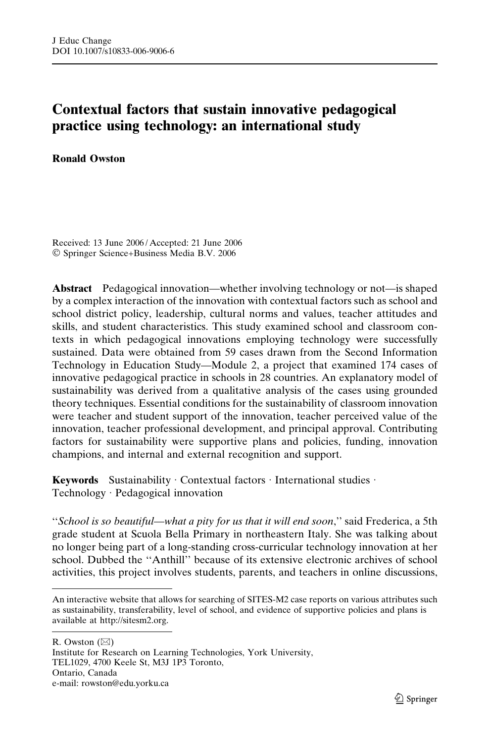# Contextual factors that sustain innovative pedagogical practice using technology: an international study

**Ronald Owston**

Received: 13 June 2006 / Accepted: 21 June 2006
© Springer Science+Business Media B.V. 2006

**Abstract** Pedagogical innovation—whether involving technology or not—is shaped by a complex interaction of the innovation with contextual factors such as school and school district policy, leadership, cultural norms and values, teacher attitudes and skills, and student characteristics. This study examined school and classroom contexts in which pedagogical innovations employing technology were successfully sustained. Data were obtained from 59 cases drawn from the Second Information Technology in Education Study—Module 2, a project that examined 174 cases of innovative pedagogical practice in schools in 28 countries. An explanatory model of sustainability was derived from a qualitative analysis of the cases using grounded theory techniques. Essential conditions for the sustainability of classroom innovation were teacher and student support of the innovation, teacher perceived value of the innovation, teacher professional development, and principal approval. Contributing factors for sustainability were supportive plans and policies, funding, innovation champions, and internal and external recognition and support.

**Keywords** Sustainability · Contextual factors · International studies · Technology · Pedagogical innovation

''*School is so beautiful—what a pity for us that it will end soon*,'' said Frederica, a 5th grade student at Scuola Bella Primary in northeastern Italy. She was talking about no longer being part of a long-standing cross-curricular technology innovation at her school. Dubbed the ''Anthill'' because of its extensive electronic archives of school activities, this project involves students, parents, and teachers in online discussions,

---

An interactive website that allows for searching of SITES-M2 case reports on various attributes such as sustainability, transferability, level of school, and evidence of supportive policies and plans is available at http://sitesm2.org.

R. Owston (✉)
Institute for Research on Learning Technologies, York University,
TEL1029, 4700 Keele St, M3J 1P3 Toronto,
Ontario, Canada
e-mail: rowston@edu.yorku.ca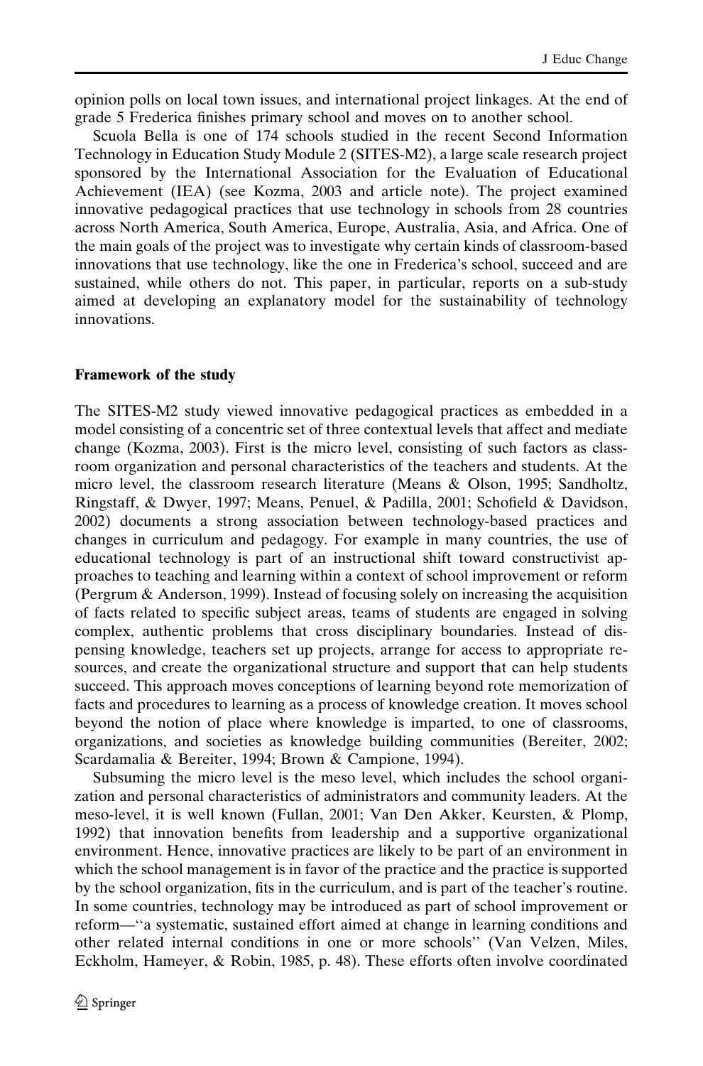opinion polls on local town issues, and international project linkages. At the end of grade 5 Frederica finishes primary school and moves on to another school.

Scuola Bella is one of 174 schools studied in the recent Second Information Technology in Education Study Module 2 (SITES-M2), a large scale research project sponsored by the International Association for the Evaluation of Educational Achievement (IEA) (see Kozma, 2003 and article note). The project examined innovative pedagogical practices that use technology in schools from 28 countries across North America, South America, Europe, Australia, Asia, and Africa. One of the main goals of the project was to investigate why certain kinds of classroom-based innovations that use technology, like the one in Frederica's school, succeed and are sustained, while others do not. This paper, in particular, reports on a sub-study aimed at developing an explanatory model for the sustainability of technology innovations.

## Framework of the study

The SITES-M2 study viewed innovative pedagogical practices as embedded in a model consisting of a concentric set of three contextual levels that affect and mediate change (Kozma, 2003). First is the micro level, consisting of such factors as classroom organization and personal characteristics of the teachers and students. At the micro level, the classroom research literature (Means & Olson, 1995; Sandholtz, Ringstaff, & Dwyer, 1997; Means, Penuel, & Padilla, 2001; Schofield & Davidson, 2002) documents a strong association between technology-based practices and changes in curriculum and pedagogy. For example in many countries, the use of educational technology is part of an instructional shift toward constructivist approaches to teaching and learning within a context of school improvement or reform (Pergrum & Anderson, 1999). Instead of focusing solely on increasing the acquisition of facts related to specific subject areas, teams of students are engaged in solving complex, authentic problems that cross disciplinary boundaries. Instead of dispensing knowledge, teachers set up projects, arrange for access to appropriate resources, and create the organizational structure and support that can help students succeed. This approach moves conceptions of learning beyond rote memorization of facts and procedures to learning as a process of knowledge creation. It moves school beyond the notion of place where knowledge is imparted, to one of classrooms, organizations, and societies as knowledge building communities (Bereiter, 2002; Scardamalia & Bereiter, 1994; Brown & Campione, 1994).

Subsuming the micro level is the meso level, which includes the school organization and personal characteristics of administrators and community leaders. At the meso-level, it is well known (Fullan, 2001; Van Den Akker, Keursten, & Plomp, 1992) that innovation benefits from leadership and a supportive organizational environment. Hence, innovative practices are likely to be part of an environment in which the school management is in favor of the practice and the practice is supported by the school organization, fits in the curriculum, and is part of the teacher's routine. In some countries, technology may be introduced as part of school improvement or reform—''a systematic, sustained effort aimed at change in learning conditions and other related internal conditions in one or more schools'' (Van Velzen, Miles, Eckholm, Hameyer, & Robin, 1985, p. 48). These efforts often involve coordinated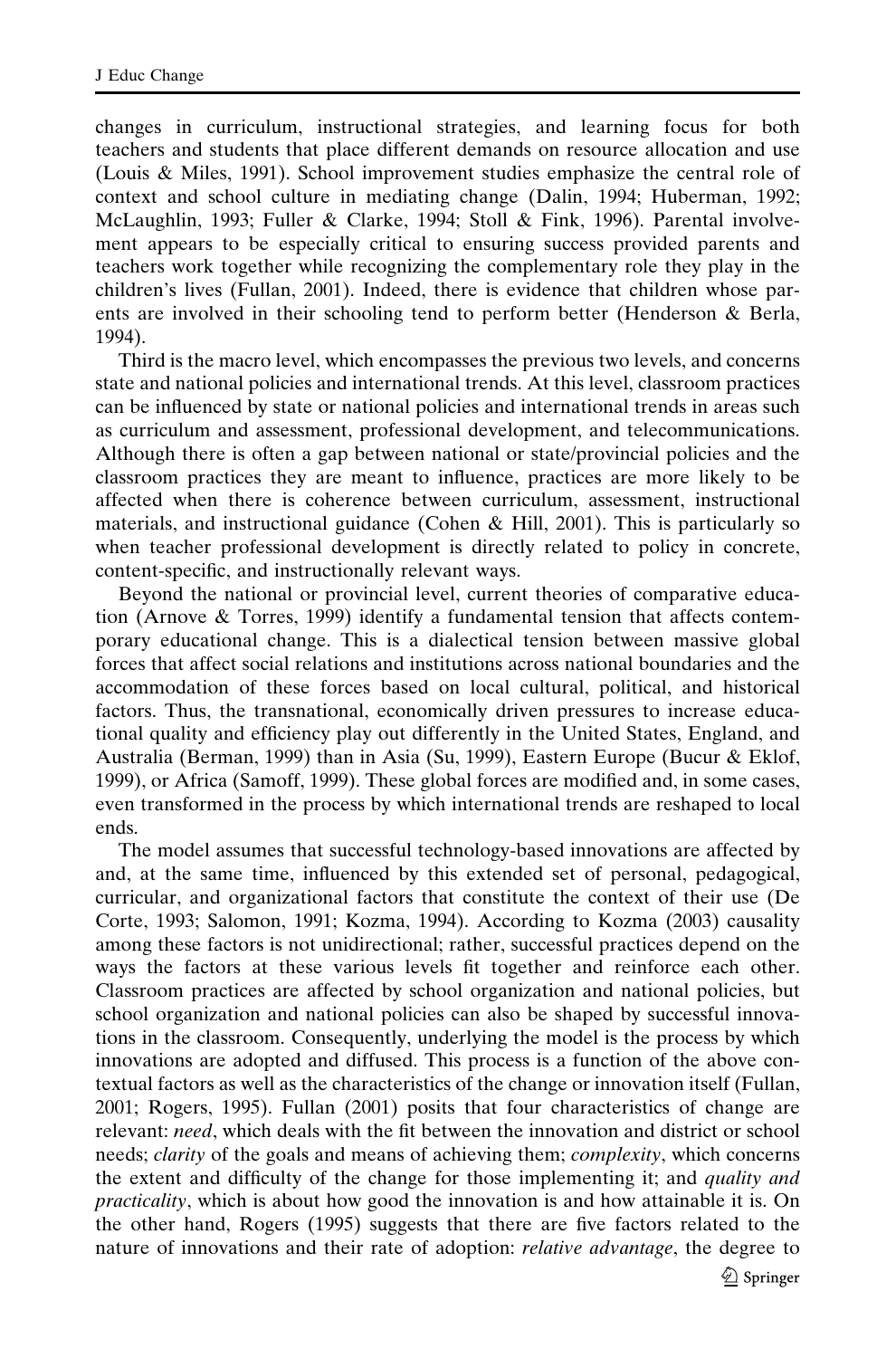changes in curriculum, instructional strategies, and learning focus for both teachers and students that place different demands on resource allocation and use (Louis & Miles, 1991). School improvement studies emphasize the central role of context and school culture in mediating change (Dalin, 1994; Huberman, 1992; McLaughlin, 1993; Fuller & Clarke, 1994; Stoll & Fink, 1996). Parental involvement appears to be especially critical to ensuring success provided parents and teachers work together while recognizing the complementary role they play in the children's lives (Fullan, 2001). Indeed, there is evidence that children whose parents are involved in their schooling tend to perform better (Henderson & Berla, 1994).

Third is the macro level, which encompasses the previous two levels, and concerns state and national policies and international trends. At this level, classroom practices can be influenced by state or national policies and international trends in areas such as curriculum and assessment, professional development, and telecommunications. Although there is often a gap between national or state/provincial policies and the classroom practices they are meant to influence, practices are more likely to be affected when there is coherence between curriculum, assessment, instructional materials, and instructional guidance (Cohen & Hill, 2001). This is particularly so when teacher professional development is directly related to policy in concrete, content-specific, and instructionally relevant ways.

Beyond the national or provincial level, current theories of comparative education (Arnove & Torres, 1999) identify a fundamental tension that affects contemporary educational change. This is a dialectical tension between massive global forces that affect social relations and institutions across national boundaries and the accommodation of these forces based on local cultural, political, and historical factors. Thus, the transnational, economically driven pressures to increase educational quality and efficiency play out differently in the United States, England, and Australia (Berman, 1999) than in Asia (Su, 1999), Eastern Europe (Bucur & Eklof, 1999), or Africa (Samoff, 1999). These global forces are modified and, in some cases, even transformed in the process by which international trends are reshaped to local ends.

The model assumes that successful technology-based innovations are affected by and, at the same time, influenced by this extended set of personal, pedagogical, curricular, and organizational factors that constitute the context of their use (De Corte, 1993; Salomon, 1991; Kozma, 1994). According to Kozma (2003) causality among these factors is not unidirectional; rather, successful practices depend on the ways the factors at these various levels fit together and reinforce each other. Classroom practices are affected by school organization and national policies, but school organization and national policies can also be shaped by successful innovations in the classroom. Consequently, underlying the model is the process by which innovations are adopted and diffused. This process is a function of the above contextual factors as well as the characteristics of the change or innovation itself (Fullan, 2001; Rogers, 1995). Fullan (2001) posits that four characteristics of change are relevant: *need*, which deals with the fit between the innovation and district or school needs; *clarity* of the goals and means of achieving them; *complexity*, which concerns the extent and difficulty of the change for those implementing it; and *quality and practicality*, which is about how good the innovation is and how attainable it is. On the other hand, Rogers (1995) suggests that there are five factors related to the nature of innovations and their rate of adoption: *relative advantage*, the degree to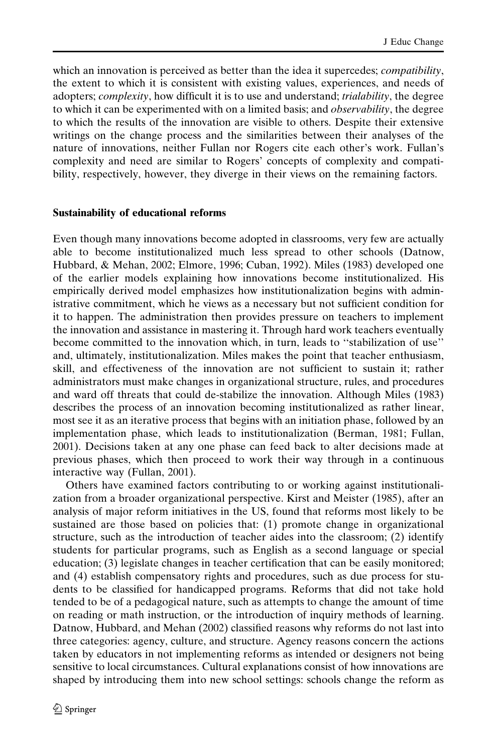which an innovation is perceived as better than the idea it supercedes; *compatibility*, the extent to which it is consistent with existing values, experiences, and needs of adopters; *complexity*, how difficult it is to use and understand; *trialability*, the degree to which it can be experimented with on a limited basis; and *observability*, the degree to which the results of the innovation are visible to others. Despite their extensive writings on the change process and the similarities between their analyses of the nature of innovations, neither Fullan nor Rogers cite each other's work. Fullan's complexity and need are similar to Rogers' concepts of complexity and compatibility, respectively, however, they diverge in their views on the remaining factors.

### Sustainability of educational reforms

Even though many innovations become adopted in classrooms, very few are actually able to become institutionalized much less spread to other schools (Datnow, Hubbard, & Mehan, 2002; Elmore, 1996; Cuban, 1992). Miles (1983) developed one of the earlier models explaining how innovations become institutionalized. His empirically derived model emphasizes how institutionalization begins with administrative commitment, which he views as a necessary but not sufficient condition for it to happen. The administration then provides pressure on teachers to implement the innovation and assistance in mastering it. Through hard work teachers eventually become committed to the innovation which, in turn, leads to ''stabilization of use'' and, ultimately, institutionalization. Miles makes the point that teacher enthusiasm, skill, and effectiveness of the innovation are not sufficient to sustain it; rather administrators must make changes in organizational structure, rules, and procedures and ward off threats that could de-stabilize the innovation. Although Miles (1983) describes the process of an innovation becoming institutionalized as rather linear, most see it as an iterative process that begins with an initiation phase, followed by an implementation phase, which leads to institutionalization (Berman, 1981; Fullan, 2001). Decisions taken at any one phase can feed back to alter decisions made at previous phases, which then proceed to work their way through in a continuous interactive way (Fullan, 2001).

Others have examined factors contributing to or working against institutionalization from a broader organizational perspective. Kirst and Meister (1985), after an analysis of major reform initiatives in the US, found that reforms most likely to be sustained are those based on policies that: (1) promote change in organizational structure, such as the introduction of teacher aides into the classroom; (2) identify students for particular programs, such as English as a second language or special education; (3) legislate changes in teacher certification that can be easily monitored; and (4) establish compensatory rights and procedures, such as due process for students to be classified for handicapped programs. Reforms that did not take hold tended to be of a pedagogical nature, such as attempts to change the amount of time on reading or math instruction, or the introduction of inquiry methods of learning. Datnow, Hubbard, and Mehan (2002) classified reasons why reforms do not last into three categories: agency, culture, and structure. Agency reasons concern the actions taken by educators in not implementing reforms as intended or designers not being sensitive to local circumstances. Cultural explanations consist of how innovations are shaped by introducing them into new school settings: schools change the reform as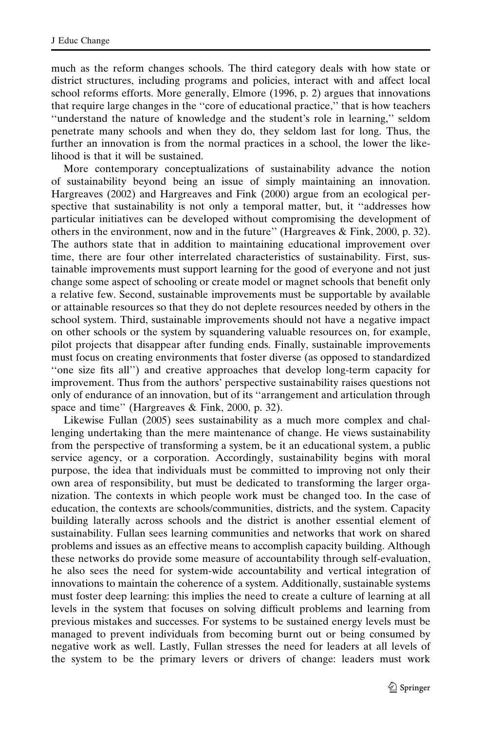much as the reform changes schools. The third category deals with how state or district structures, including programs and policies, interact with and affect local school reforms efforts. More generally, Elmore (1996, p. 2) argues that innovations that require large changes in the ''core of educational practice,'' that is how teachers ''understand the nature of knowledge and the student's role in learning,'' seldom penetrate many schools and when they do, they seldom last for long. Thus, the further an innovation is from the normal practices in a school, the lower the likelihood is that it will be sustained.

More contemporary conceptualizations of sustainability advance the notion of sustainability beyond being an issue of simply maintaining an innovation. Hargreaves (2002) and Hargreaves and Fink (2000) argue from an ecological perspective that sustainability is not only a temporal matter, but, it ''addresses how particular initiatives can be developed without compromising the development of others in the environment, now and in the future'' (Hargreaves & Fink, 2000, p. 32). The authors state that in addition to maintaining educational improvement over time, there are four other interrelated characteristics of sustainability. First, sustainable improvements must support learning for the good of everyone and not just change some aspect of schooling or create model or magnet schools that benefit only a relative few. Second, sustainable improvements must be supportable by available or attainable resources so that they do not deplete resources needed by others in the school system. Third, sustainable improvements should not have a negative impact on other schools or the system by squandering valuable resources on, for example, pilot projects that disappear after funding ends. Finally, sustainable improvements must focus on creating environments that foster diverse (as opposed to standardized ''one size fits all'') and creative approaches that develop long-term capacity for improvement. Thus from the authors' perspective sustainability raises questions not only of endurance of an innovation, but of its ''arrangement and articulation through space and time'' (Hargreaves & Fink, 2000, p. 32).

Likewise Fullan (2005) sees sustainability as a much more complex and challenging undertaking than the mere maintenance of change. He views sustainability from the perspective of transforming a system, be it an educational system, a public service agency, or a corporation. Accordingly, sustainability begins with moral purpose, the idea that individuals must be committed to improving not only their own area of responsibility, but must be dedicated to transforming the larger organization. The contexts in which people work must be changed too. In the case of education, the contexts are schools/communities, districts, and the system. Capacity building laterally across schools and the district is another essential element of sustainability. Fullan sees learning communities and networks that work on shared problems and issues as an effective means to accomplish capacity building. Although these networks do provide some measure of accountability through self-evaluation, he also sees the need for system-wide accountability and vertical integration of innovations to maintain the coherence of a system. Additionally, sustainable systems must foster deep learning: this implies the need to create a culture of learning at all levels in the system that focuses on solving difficult problems and learning from previous mistakes and successes. For systems to be sustained energy levels must be managed to prevent individuals from becoming burnt out or being consumed by negative work as well. Lastly, Fullan stresses the need for leaders at all levels of the system to be the primary levers or drivers of change: leaders must work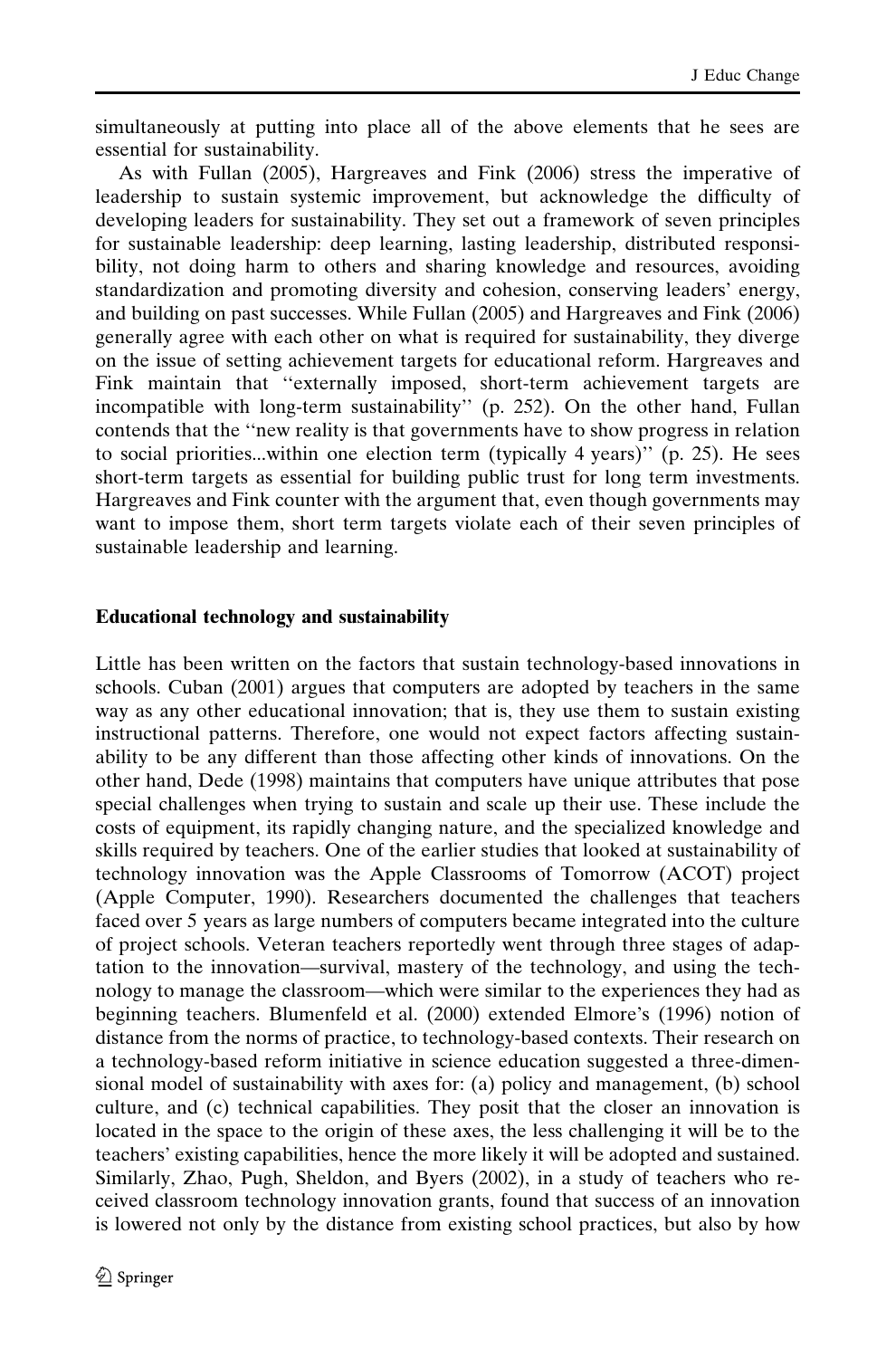simultaneously at putting into place all of the above elements that he sees are essential for sustainability.

As with Fullan (2005), Hargreaves and Fink (2006) stress the imperative of leadership to sustain systemic improvement, but acknowledge the difficulty of developing leaders for sustainability. They set out a framework of seven principles for sustainable leadership: deep learning, lasting leadership, distributed responsibility, not doing harm to others and sharing knowledge and resources, avoiding standardization and promoting diversity and cohesion, conserving leaders' energy, and building on past successes. While Fullan (2005) and Hargreaves and Fink (2006) generally agree with each other on what is required for sustainability, they diverge on the issue of setting achievement targets for educational reform. Hargreaves and Fink maintain that ''externally imposed, short-term achievement targets are incompatible with long-term sustainability'' (p. 252). On the other hand, Fullan contends that the ''new reality is that governments have to show progress in relation to social priorities...within one election term (typically 4 years)'' (p. 25). He sees short-term targets as essential for building public trust for long term investments. Hargreaves and Fink counter with the argument that, even though governments may want to impose them, short term targets violate each of their seven principles of sustainable leadership and learning.

### Educational technology and sustainability

Little has been written on the factors that sustain technology-based innovations in schools. Cuban (2001) argues that computers are adopted by teachers in the same way as any other educational innovation; that is, they use them to sustain existing instructional patterns. Therefore, one would not expect factors affecting sustainability to be any different than those affecting other kinds of innovations. On the other hand, Dede (1998) maintains that computers have unique attributes that pose special challenges when trying to sustain and scale up their use. These include the costs of equipment, its rapidly changing nature, and the specialized knowledge and skills required by teachers. One of the earlier studies that looked at sustainability of technology innovation was the Apple Classrooms of Tomorrow (ACOT) project (Apple Computer, 1990). Researchers documented the challenges that teachers faced over 5 years as large numbers of computers became integrated into the culture of project schools. Veteran teachers reportedly went through three stages of adaptation to the innovation—survival, mastery of the technology, and using the technology to manage the classroom—which were similar to the experiences they had as beginning teachers. Blumenfeld et al. (2000) extended Elmore's (1996) notion of distance from the norms of practice, to technology-based contexts. Their research on a technology-based reform initiative in science education suggested a three-dimensional model of sustainability with axes for: (a) policy and management, (b) school culture, and (c) technical capabilities. They posit that the closer an innovation is located in the space to the origin of these axes, the less challenging it will be to the teachers' existing capabilities, hence the more likely it will be adopted and sustained. Similarly, Zhao, Pugh, Sheldon, and Byers (2002), in a study of teachers who received classroom technology innovation grants, found that success of an innovation is lowered not only by the distance from existing school practices, but also by how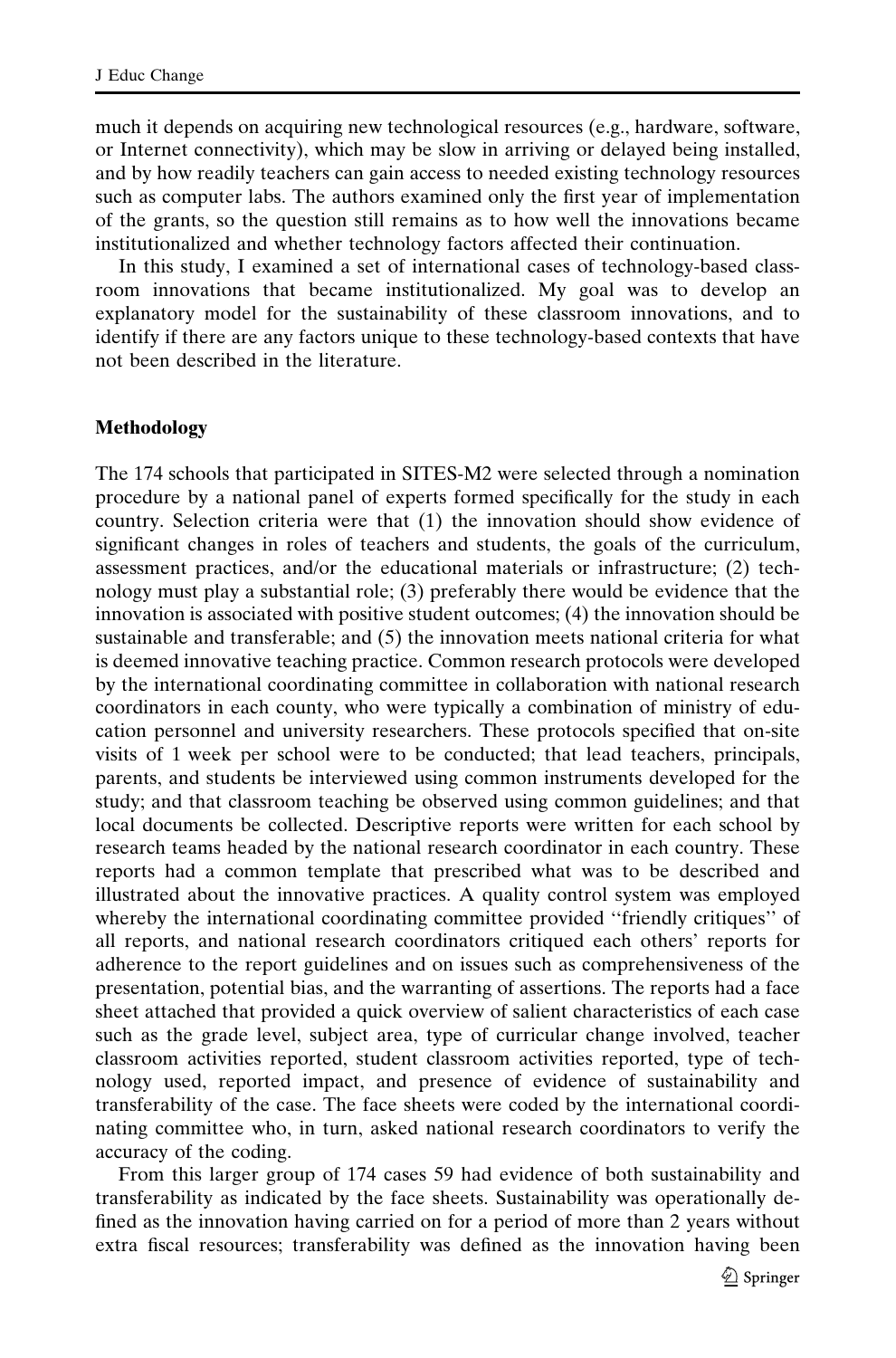much it depends on acquiring new technological resources (e.g., hardware, software, or Internet connectivity), which may be slow in arriving or delayed being installed, and by how readily teachers can gain access to needed existing technology resources such as computer labs. The authors examined only the first year of implementation of the grants, so the question still remains as to how well the innovations became institutionalized and whether technology factors affected their continuation.

In this study, I examined a set of international cases of technology-based classroom innovations that became institutionalized. My goal was to develop an explanatory model for the sustainability of these classroom innovations, and to identify if there are any factors unique to these technology-based contexts that have not been described in the literature.

## Methodology

The 174 schools that participated in SITES-M2 were selected through a nomination procedure by a national panel of experts formed specifically for the study in each country. Selection criteria were that (1) the innovation should show evidence of significant changes in roles of teachers and students, the goals of the curriculum, assessment practices, and/or the educational materials or infrastructure; (2) technology must play a substantial role; (3) preferably there would be evidence that the innovation is associated with positive student outcomes; (4) the innovation should be sustainable and transferable; and (5) the innovation meets national criteria for what is deemed innovative teaching practice. Common research protocols were developed by the international coordinating committee in collaboration with national research coordinators in each county, who were typically a combination of ministry of education personnel and university researchers. These protocols specified that on-site visits of 1 week per school were to be conducted; that lead teachers, principals, parents, and students be interviewed using common instruments developed for the study; and that classroom teaching be observed using common guidelines; and that local documents be collected. Descriptive reports were written for each school by research teams headed by the national research coordinator in each country. These reports had a common template that prescribed what was to be described and illustrated about the innovative practices. A quality control system was employed whereby the international coordinating committee provided ''friendly critiques'' of all reports, and national research coordinators critiqued each others' reports for adherence to the report guidelines and on issues such as comprehensiveness of the presentation, potential bias, and the warranting of assertions. The reports had a face sheet attached that provided a quick overview of salient characteristics of each case such as the grade level, subject area, type of curricular change involved, teacher classroom activities reported, student classroom activities reported, type of technology used, reported impact, and presence of evidence of sustainability and transferability of the case. The face sheets were coded by the international coordinating committee who, in turn, asked national research coordinators to verify the accuracy of the coding.

From this larger group of 174 cases 59 had evidence of both sustainability and transferability as indicated by the face sheets. Sustainability was operationally defined as the innovation having carried on for a period of more than 2 years without extra fiscal resources; transferability was defined as the innovation having been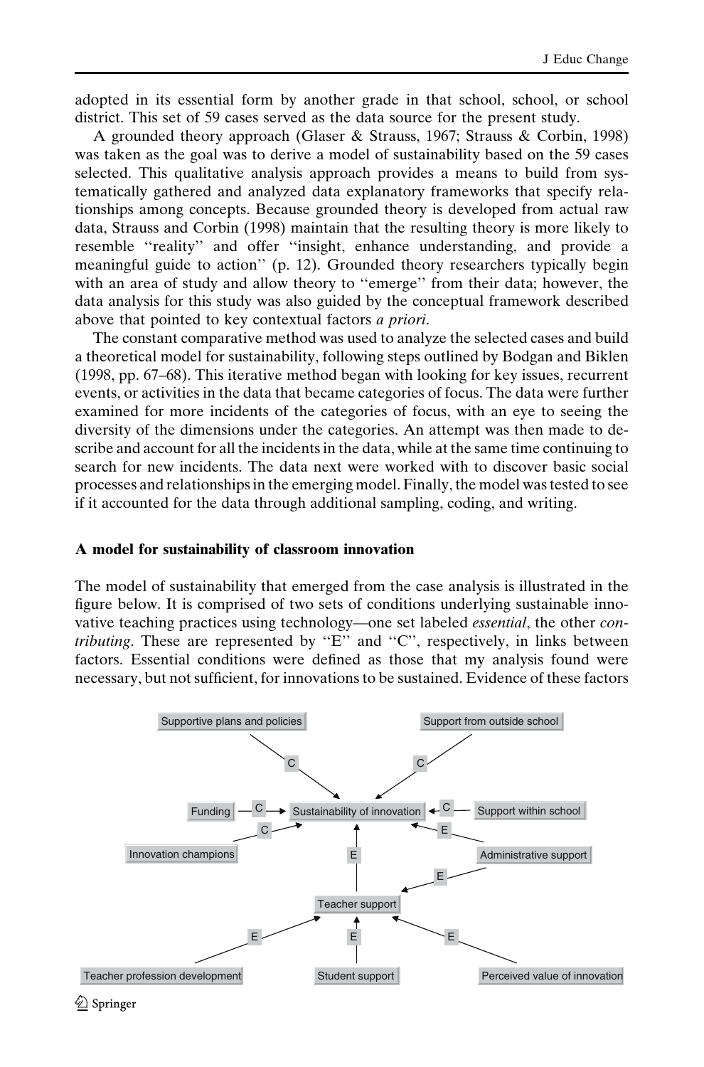adopted in its essential form by another grade in that school, school, or school district. This set of 59 cases served as the data source for the present study.

A grounded theory approach (Glaser & Strauss, 1967; Strauss & Corbin, 1998) was taken as the goal was to derive a model of sustainability based on the 59 cases selected. This qualitative analysis approach provides a means to build from systematically gathered and analyzed data explanatory frameworks that specify relationships among concepts. Because grounded theory is developed from actual raw data, Strauss and Corbin (1998) maintain that the resulting theory is more likely to resemble ''reality'' and offer ''insight, enhance understanding, and provide a meaningful guide to action'' (p. 12). Grounded theory researchers typically begin with an area of study and allow theory to ''emerge'' from their data; however, the data analysis for this study was also guided by the conceptual framework described above that pointed to key contextual factors *a priori*.

The constant comparative method was used to analyze the selected cases and build a theoretical model for sustainability, following steps outlined by Bodgan and Biklen (1998, pp. 67–68). This iterative method began with looking for key issues, recurrent events, or activities in the data that became categories of focus. The data were further examined for more incidents of the categories of focus, with an eye to seeing the diversity of the dimensions under the categories. An attempt was then made to describe and account for all the incidents in the data, while at the same time continuing to search for new incidents. The data next were worked with to discover basic social processes and relationships in the emerging model. Finally, the model was tested to see if it accounted for the data through additional sampling, coding, and writing.

## A model for sustainability of classroom innovation

The model of sustainability that emerged from the case analysis is illustrated in the figure below. It is comprised of two sets of conditions underlying sustainable innovative teaching practices using technology—one set labeled *essential*, the other *contributing*. These are represented by ''E'' and ''C'', respectively, in links between factors. Essential conditions were defined as those that my analysis found were necessary, but not sufficient, for innovations to be sustained. Evidence of these factors

Supportive plans and policies
Support from outside school
C
C
Funding
C
Sustainability of innovation
C
Support within school
C
E
Innovation champions
E
Administrative support
E
Teacher support
E
E
E
Teacher profession development
Student support
Perceived value of innovation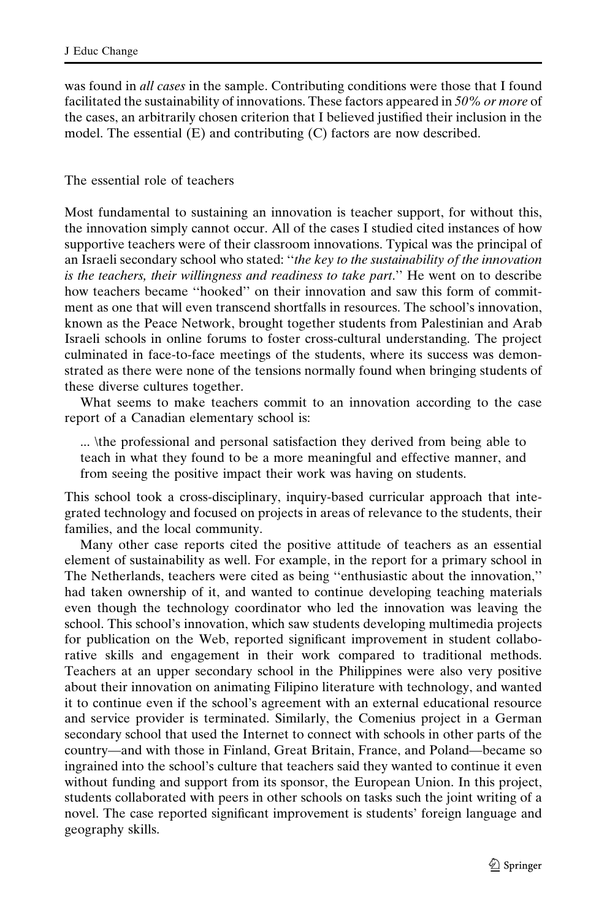was found in *all cases* in the sample. Contributing conditions were those that I found facilitated the sustainability of innovations. These factors appeared in *50% or more* of the cases, an arbitrarily chosen criterion that I believed justified their inclusion in the model. The essential (E) and contributing (C) factors are now described.

## The essential role of teachers

Most fundamental to sustaining an innovation is teacher support, for without this, the innovation simply cannot occur. All of the cases I studied cited instances of how supportive teachers were of their classroom innovations. Typical was the principal of an Israeli secondary school who stated: ''*the key to the sustainability of the innovation is the teachers, their willingness and readiness to take part*.'' He went on to describe how teachers became ''hooked'' on their innovation and saw this form of commitment as one that will even transcend shortfalls in resources. The school's innovation, known as the Peace Network, brought together students from Palestinian and Arab Israeli schools in online forums to foster cross-cultural understanding. The project culminated in face-to-face meetings of the students, where its success was demonstrated as there were none of the tensions normally found when bringing students of these diverse cultures together.

What seems to make teachers commit to an innovation according to the case report of a Canadian elementary school is:

> ... \the professional and personal satisfaction they derived from being able to teach in what they found to be a more meaningful and effective manner, and from seeing the positive impact their work was having on students.

This school took a cross-disciplinary, inquiry-based curricular approach that integrated technology and focused on projects in areas of relevance to the students, their families, and the local community.

Many other case reports cited the positive attitude of teachers as an essential element of sustainability as well. For example, in the report for a primary school in The Netherlands, teachers were cited as being ''enthusiastic about the innovation,'' had taken ownership of it, and wanted to continue developing teaching materials even though the technology coordinator who led the innovation was leaving the school. This school's innovation, which saw students developing multimedia projects for publication on the Web, reported significant improvement in student collaborative skills and engagement in their work compared to traditional methods. Teachers at an upper secondary school in the Philippines were also very positive about their innovation on animating Filipino literature with technology, and wanted it to continue even if the school's agreement with an external educational resource and service provider is terminated. Similarly, the Comenius project in a German secondary school that used the Internet to connect with schools in other parts of the country—and with those in Finland, Great Britain, France, and Poland—became so ingrained into the school's culture that teachers said they wanted to continue it even without funding and support from its sponsor, the European Union. In this project, students collaborated with peers in other schools on tasks such the joint writing of a novel. The case reported significant improvement is students' foreign language and geography skills.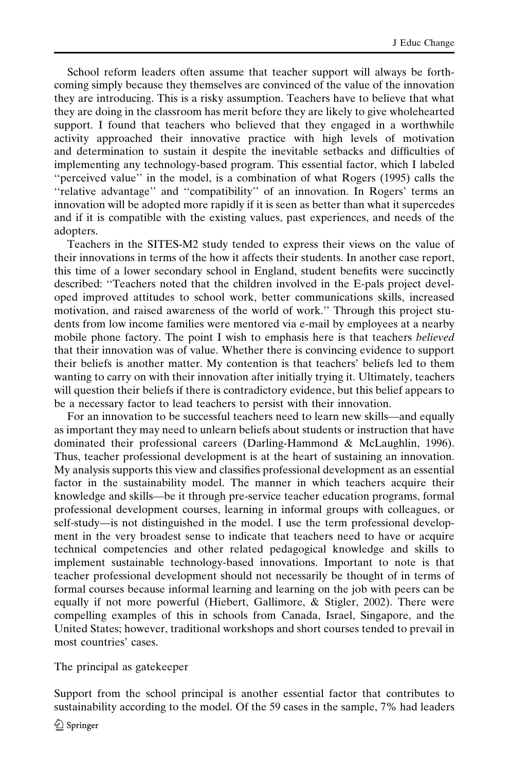School reform leaders often assume that teacher support will always be forthcoming simply because they themselves are convinced of the value of the innovation they are introducing. This is a risky assumption. Teachers have to believe that what they are doing in the classroom has merit before they are likely to give wholehearted support. I found that teachers who believed that they engaged in a worthwhile activity approached their innovative practice with high levels of motivation and determination to sustain it despite the inevitable setbacks and difficulties of implementing any technology-based program. This essential factor, which I labeled ''perceived value'' in the model, is a combination of what Rogers (1995) calls the ''relative advantage'' and ''compatibility'' of an innovation. In Rogers' terms an innovation will be adopted more rapidly if it is seen as better than what it supercedes and if it is compatible with the existing values, past experiences, and needs of the adopters.

Teachers in the SITES-M2 study tended to express their views on the value of their innovations in terms of the how it affects their students. In another case report, this time of a lower secondary school in England, student benefits were succinctly described: ''Teachers noted that the children involved in the E-pals project developed improved attitudes to school work, better communications skills, increased motivation, and raised awareness of the world of work.'' Through this project students from low income families were mentored via e-mail by employees at a nearby mobile phone factory. The point I wish to emphasis here is that teachers *believed* that their innovation was of value. Whether there is convincing evidence to support their beliefs is another matter. My contention is that teachers' beliefs led to them wanting to carry on with their innovation after initially trying it. Ultimately, teachers will question their beliefs if there is contradictory evidence, but this belief appears to be a necessary factor to lead teachers to persist with their innovation.

For an innovation to be successful teachers need to learn new skills—and equally as important they may need to unlearn beliefs about students or instruction that have dominated their professional careers (Darling-Hammond & McLaughlin, 1996). Thus, teacher professional development is at the heart of sustaining an innovation. My analysis supports this view and classifies professional development as an essential factor in the sustainability model. The manner in which teachers acquire their knowledge and skills—be it through pre-service teacher education programs, formal professional development courses, learning in informal groups with colleagues, or self-study—is not distinguished in the model. I use the term professional development in the very broadest sense to indicate that teachers need to have or acquire technical competencies and other related pedagogical knowledge and skills to implement sustainable technology-based innovations. Important to note is that teacher professional development should not necessarily be thought of in terms of formal courses because informal learning and learning on the job with peers can be equally if not more powerful (Hiebert, Gallimore, & Stigler, 2002). There were compelling examples of this in schools from Canada, Israel, Singapore, and the United States; however, traditional workshops and short courses tended to prevail in most countries' cases.

## The principal as gatekeeper

Support from the school principal is another essential factor that contributes to sustainability according to the model. Of the 59 cases in the sample, 7% had leaders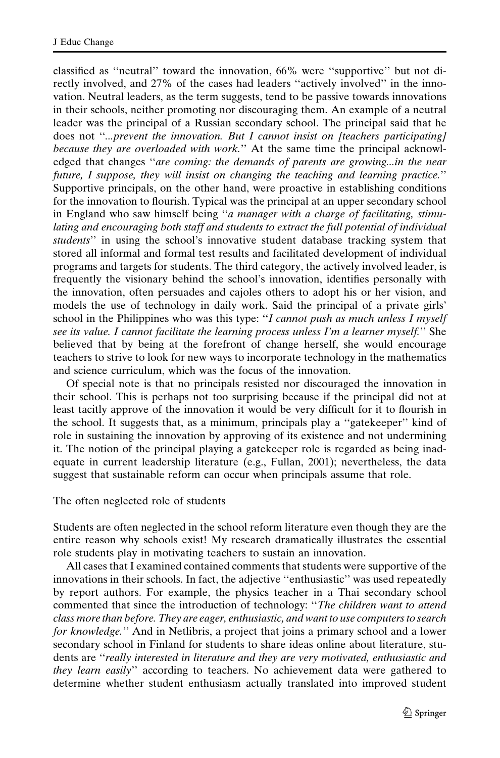classified as "neutral" toward the innovation, 66% were "supportive" but not directly involved, and 27% of the cases had leaders "actively involved" in the innovation. Neutral leaders, as the term suggests, tend to be passive towards innovations in their schools, neither promoting nor discouraging them. An example of a neutral leader was the principal of a Russian secondary school. The principal said that he does not "*...prevent the innovation. But I cannot insist on [teachers participating] because they are overloaded with work.*" At the same time the principal acknowledged that changes "*are coming: the demands of parents are growing...in the near future, I suppose, they will insist on changing the teaching and learning practice.*" Supportive principals, on the other hand, were proactive in establishing conditions for the innovation to flourish. Typical was the principal at an upper secondary school in England who saw himself being "*a manager with a charge of facilitating, stimulating and encouraging both staff and students to extract the full potential of individual students*" in using the school's innovative student database tracking system that stored all informal and formal test results and facilitated development of individual programs and targets for students. The third category, the actively involved leader, is frequently the visionary behind the school's innovation, identifies personally with the innovation, often persuades and cajoles others to adopt his or her vision, and models the use of technology in daily work. Said the principal of a private girls' school in the Philippines who was this type: "*I cannot push as much unless I myself see its value. I cannot facilitate the learning process unless I'm a learner myself.*" She believed that by being at the forefront of change herself, she would encourage teachers to strive to look for new ways to incorporate technology in the mathematics and science curriculum, which was the focus of the innovation.

Of special note is that no principals resisted nor discouraged the innovation in their school. This is perhaps not too surprising because if the principal did not at least tacitly approve of the innovation it would be very difficult for it to flourish in the school. It suggests that, as a minimum, principals play a "gatekeeper" kind of role in sustaining the innovation by approving of its existence and not undermining it. The notion of the principal playing a gatekeeper role is regarded as being inadequate in current leadership literature (e.g., Fullan, 2001); nevertheless, the data suggest that sustainable reform can occur when principals assume that role.

## The often neglected role of students

Students are often neglected in the school reform literature even though they are the entire reason why schools exist! My research dramatically illustrates the essential role students play in motivating teachers to sustain an innovation.

All cases that I examined contained comments that students were supportive of the innovations in their schools. In fact, the adjective "enthusiastic" was used repeatedly by report authors. For example, the physics teacher in a Thai secondary school commented that since the introduction of technology: "*The children want to attend class more than before. They are eager, enthusiastic, and want to use computers to search for knowledge.*" And in Netlibris, a project that joins a primary school and a lower secondary school in Finland for students to share ideas online about literature, students are "*really interested in literature and they are very motivated, enthusiastic and they learn easily*" according to teachers. No achievement data were gathered to determine whether student enthusiasm actually translated into improved student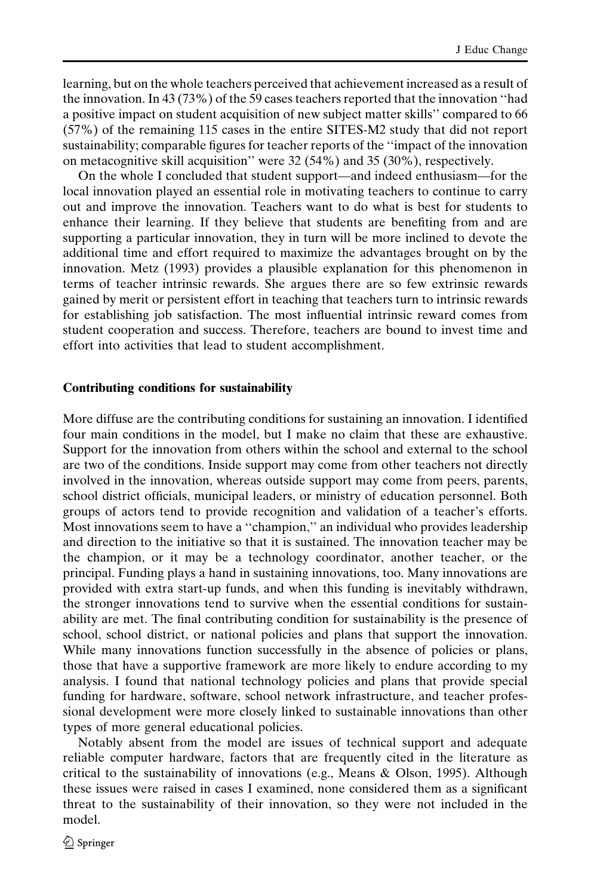learning, but on the whole teachers perceived that achievement increased as a result of the innovation. In 43 (73%) of the 59 cases teachers reported that the innovation ''had a positive impact on student acquisition of new subject matter skills'' compared to 66 (57%) of the remaining 115 cases in the entire SITES-M2 study that did not report sustainability; comparable figures for teacher reports of the ''impact of the innovation on metacognitive skill acquisition'' were 32 (54%) and 35 (30%), respectively.

On the whole I concluded that student support—and indeed enthusiasm—for the local innovation played an essential role in motivating teachers to continue to carry out and improve the innovation. Teachers want to do what is best for students to enhance their learning. If they believe that students are benefiting from and are supporting a particular innovation, they in turn will be more inclined to devote the additional time and effort required to maximize the advantages brought on by the innovation. Metz (1993) provides a plausible explanation for this phenomenon in terms of teacher intrinsic rewards. She argues there are so few extrinsic rewards gained by merit or persistent effort in teaching that teachers turn to intrinsic rewards for establishing job satisfaction. The most influential intrinsic reward comes from student cooperation and success. Therefore, teachers are bound to invest time and effort into activities that lead to student accomplishment.

### Contributing conditions for sustainability

More diffuse are the contributing conditions for sustaining an innovation. I identified four main conditions in the model, but I make no claim that these are exhaustive. Support for the innovation from others within the school and external to the school are two of the conditions. Inside support may come from other teachers not directly involved in the innovation, whereas outside support may come from peers, parents, school district officials, municipal leaders, or ministry of education personnel. Both groups of actors tend to provide recognition and validation of a teacher's efforts. Most innovations seem to have a ''champion,'' an individual who provides leadership and direction to the initiative so that it is sustained. The innovation teacher may be the champion, or it may be a technology coordinator, another teacher, or the principal. Funding plays a hand in sustaining innovations, too. Many innovations are provided with extra start-up funds, and when this funding is inevitably withdrawn, the stronger innovations tend to survive when the essential conditions for sustainability are met. The final contributing condition for sustainability is the presence of school, school district, or national policies and plans that support the innovation. While many innovations function successfully in the absence of policies or plans, those that have a supportive framework are more likely to endure according to my analysis. I found that national technology policies and plans that provide special funding for hardware, software, school network infrastructure, and teacher professional development were more closely linked to sustainable innovations than other types of more general educational policies.

Notably absent from the model are issues of technical support and adequate reliable computer hardware, factors that are frequently cited in the literature as critical to the sustainability of innovations (e.g., Means & Olson, 1995). Although these issues were raised in cases I examined, none considered them as a significant threat to the sustainability of their innovation, so they were not included in the model.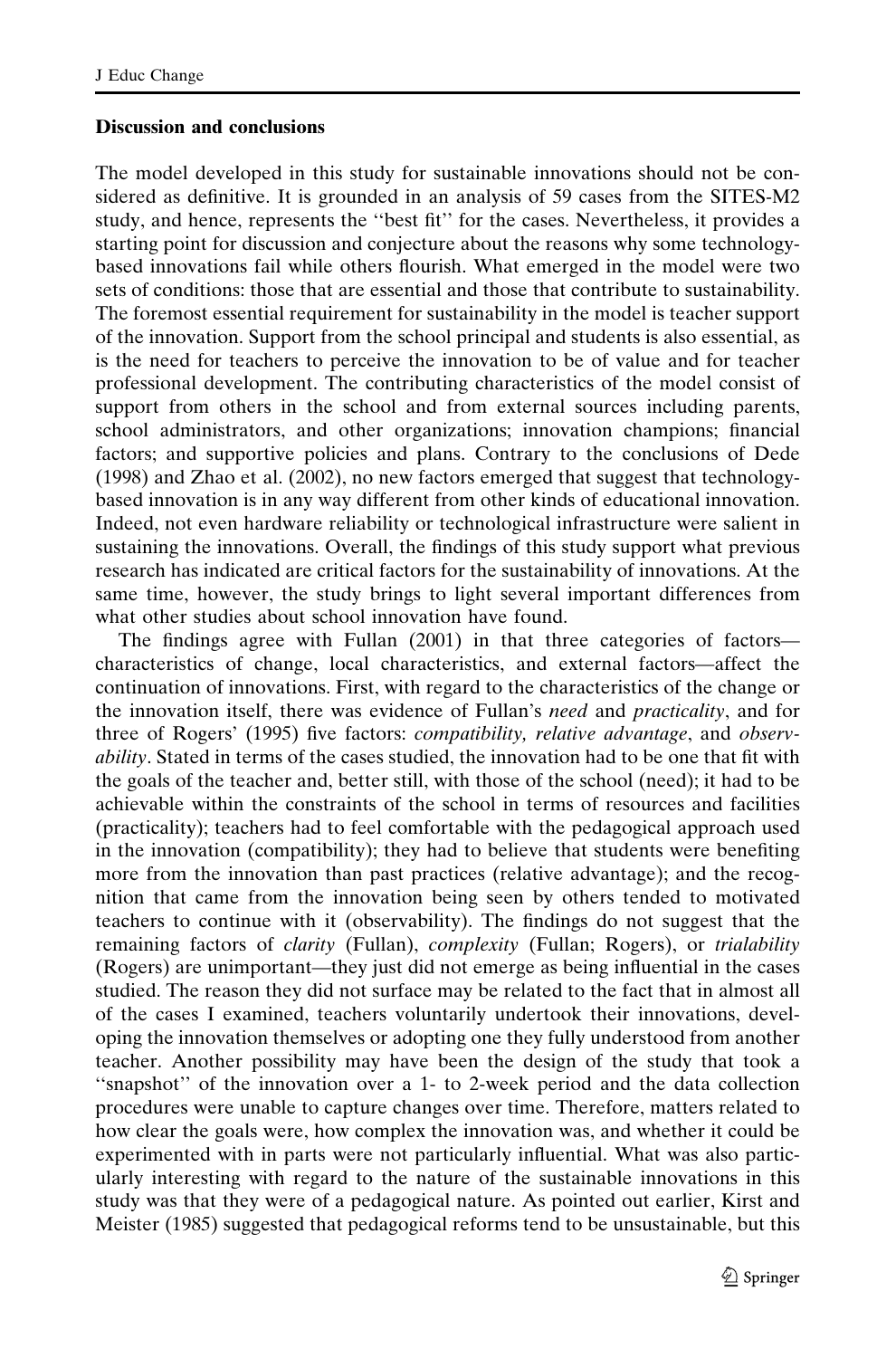### Discussion and conclusions

The model developed in this study for sustainable innovations should not be considered as definitive. It is grounded in an analysis of 59 cases from the SITES-M2 study, and hence, represents the ''best fit'' for the cases. Nevertheless, it provides a starting point for discussion and conjecture about the reasons why some technology-based innovations fail while others flourish. What emerged in the model were two sets of conditions: those that are essential and those that contribute to sustainability. The foremost essential requirement for sustainability in the model is teacher support of the innovation. Support from the school principal and students is also essential, as is the need for teachers to perceive the innovation to be of value and for teacher professional development. The contributing characteristics of the model consist of support from others in the school and from external sources including parents, school administrators, and other organizations; innovation champions; financial factors; and supportive policies and plans. Contrary to the conclusions of Dede (1998) and Zhao et al. (2002), no new factors emerged that suggest that technology-based innovation is in any way different from other kinds of educational innovation. Indeed, not even hardware reliability or technological infrastructure were salient in sustaining the innovations. Overall, the findings of this study support what previous research has indicated are critical factors for the sustainability of innovations. At the same time, however, the study brings to light several important differences from what other studies about school innovation have found.

The findings agree with Fullan (2001) in that three categories of factors—characteristics of change, local characteristics, and external factors—affect the continuation of innovations. First, with regard to the characteristics of the change or the innovation itself, there was evidence of Fullan's *need* and *practicality*, and for three of Rogers' (1995) five factors: *compatibility, relative advantage*, and *observability*. Stated in terms of the cases studied, the innovation had to be one that fit with the goals of the teacher and, better still, with those of the school (need); it had to be achievable within the constraints of the school in terms of resources and facilities (practicality); teachers had to feel comfortable with the pedagogical approach used in the innovation (compatibility); they had to believe that students were benefiting more from the innovation than past practices (relative advantage); and the recognition that came from the innovation being seen by others tended to motivated teachers to continue with it (observability). The findings do not suggest that the remaining factors of *clarity* (Fullan), *complexity* (Fullan; Rogers), or *trialability* (Rogers) are unimportant—they just did not emerge as being influential in the cases studied. The reason they did not surface may be related to the fact that in almost all of the cases I examined, teachers voluntarily undertook their innovations, developing the innovation themselves or adopting one they fully understood from another teacher. Another possibility may have been the design of the study that took a ''snapshot'' of the innovation over a 1- to 2-week period and the data collection procedures were unable to capture changes over time. Therefore, matters related to how clear the goals were, how complex the innovation was, and whether it could be experimented with in parts were not particularly influential. What was also particularly interesting with regard to the nature of the sustainable innovations in this study was that they were of a pedagogical nature. As pointed out earlier, Kirst and Meister (1985) suggested that pedagogical reforms tend to be unsustainable, but this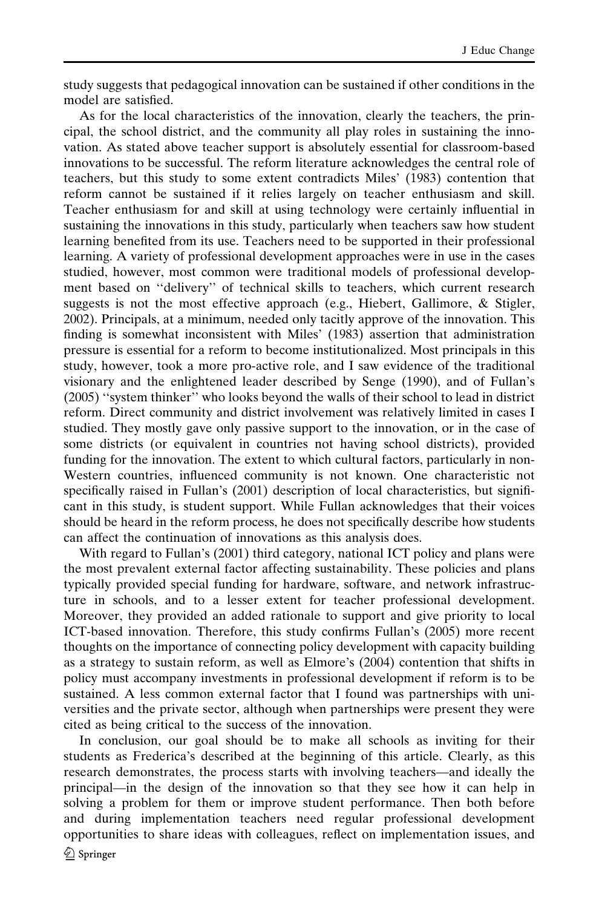study suggests that pedagogical innovation can be sustained if other conditions in the model are satisfied.

As for the local characteristics of the innovation, clearly the teachers, the principal, the school district, and the community all play roles in sustaining the innovation. As stated above teacher support is absolutely essential for classroom-based innovations to be successful. The reform literature acknowledges the central role of teachers, but this study to some extent contradicts Miles' (1983) contention that reform cannot be sustained if it relies largely on teacher enthusiasm and skill. Teacher enthusiasm for and skill at using technology were certainly influential in sustaining the innovations in this study, particularly when teachers saw how student learning benefited from its use. Teachers need to be supported in their professional learning. A variety of professional development approaches were in use in the cases studied, however, most common were traditional models of professional development based on ''delivery'' of technical skills to teachers, which current research suggests is not the most effective approach (e.g., Hiebert, Gallimore, & Stigler, 2002). Principals, at a minimum, needed only tacitly approve of the innovation. This finding is somewhat inconsistent with Miles' (1983) assertion that administration pressure is essential for a reform to become institutionalized. Most principals in this study, however, took a more pro-active role, and I saw evidence of the traditional visionary and the enlightened leader described by Senge (1990), and of Fullan's (2005) ''system thinker'' who looks beyond the walls of their school to lead in district reform. Direct community and district involvement was relatively limited in cases I studied. They mostly gave only passive support to the innovation, or in the case of some districts (or equivalent in countries not having school districts), provided funding for the innovation. The extent to which cultural factors, particularly in non-Western countries, influenced community is not known. One characteristic not specifically raised in Fullan's (2001) description of local characteristics, but significant in this study, is student support. While Fullan acknowledges that their voices should be heard in the reform process, he does not specifically describe how students can affect the continuation of innovations as this analysis does.

With regard to Fullan's (2001) third category, national ICT policy and plans were the most prevalent external factor affecting sustainability. These policies and plans typically provided special funding for hardware, software, and network infrastructure in schools, and to a lesser extent for teacher professional development. Moreover, they provided an added rationale to support and give priority to local ICT-based innovation. Therefore, this study confirms Fullan's (2005) more recent thoughts on the importance of connecting policy development with capacity building as a strategy to sustain reform, as well as Elmore's (2004) contention that shifts in policy must accompany investments in professional development if reform is to be sustained. A less common external factor that I found was partnerships with universities and the private sector, although when partnerships were present they were cited as being critical to the success of the innovation.

In conclusion, our goal should be to make all schools as inviting for their students as Frederica's described at the beginning of this article. Clearly, as this research demonstrates, the process starts with involving teachers—and ideally the principal—in the design of the innovation so that they see how it can help in solving a problem for them or improve student performance. Then both before and during implementation teachers need regular professional development opportunities to share ideas with colleagues, reflect on implementation issues, and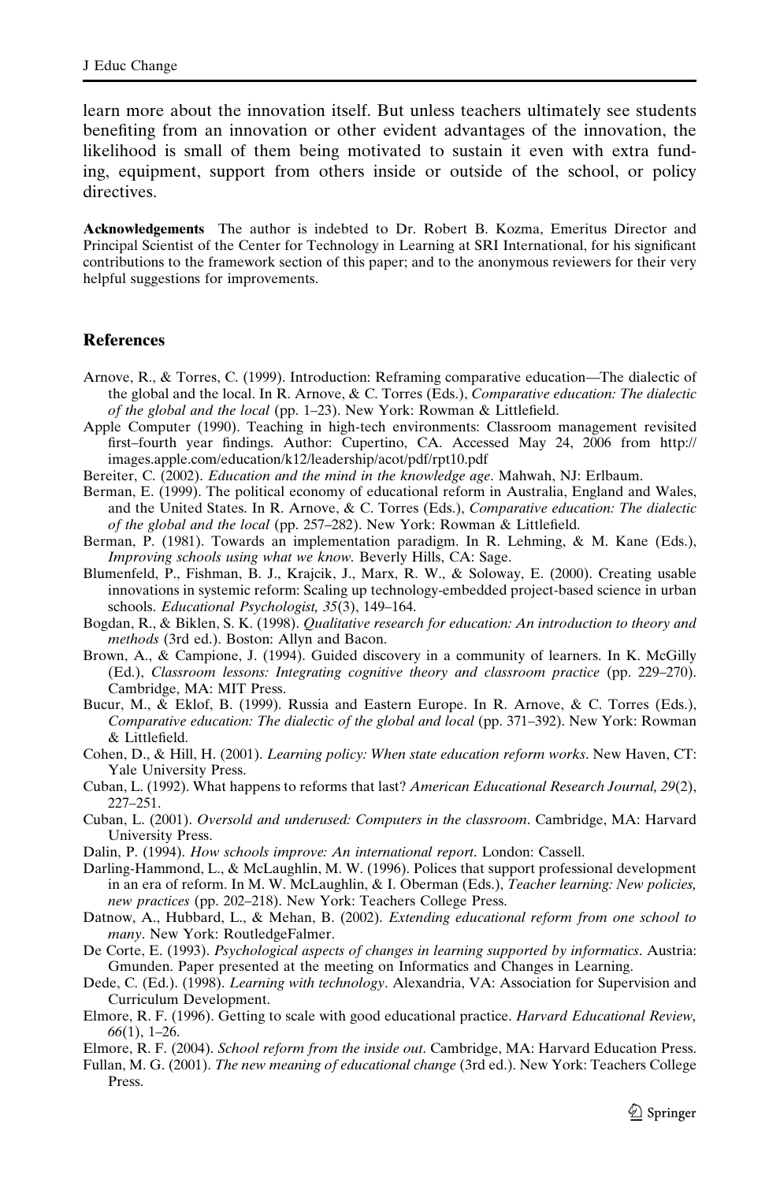learn more about the innovation itself. But unless teachers ultimately see students benefiting from an innovation or other evident advantages of the innovation, the likelihood is small of them being motivated to sustain it even with extra funding, equipment, support from others inside or outside of the school, or policy directives.

**Acknowledgements** The author is indebted to Dr. Robert B. Kozma, Emeritus Director and Principal Scientist of the Center for Technology in Learning at SRI International, for his significant contributions to the framework section of this paper; and to the anonymous reviewers for their very helpful suggestions for improvements.

## References

Arnove, R., & Torres, C. (1999). Introduction: Reframing comparative education—The dialectic of the global and the local. In R. Arnove, & C. Torres (Eds.), *Comparative education: The dialectic of the global and the local* (pp. 1–23). New York: Rowman & Littlefield.

Apple Computer (1990). Teaching in high-tech environments: Classroom management revisited first–fourth year findings. Author: Cupertino, CA. Accessed May 24, 2006 from http://images.apple.com/education/k12/leadership/acot/pdf/rpt10.pdf

Bereiter, C. (2002). *Education and the mind in the knowledge age*. Mahwah, NJ: Erlbaum.

Berman, E. (1999). The political economy of educational reform in Australia, England and Wales, and the United States. In R. Arnove, & C. Torres (Eds.), *Comparative education: The dialectic of the global and the local* (pp. 257–282). New York: Rowman & Littlefield.

Berman, P. (1981). Towards an implementation paradigm. In R. Lehming, & M. Kane (Eds.), *Improving schools using what we know*. Beverly Hills, CA: Sage.

Blumenfeld, P., Fishman, B. J., Krajcik, J., Marx, R. W., & Soloway, E. (2000). Creating usable innovations in systemic reform: Scaling up technology-embedded project-based science in urban schools. *Educational Psychologist, 35*(3), 149–164.

Bogdan, R., & Biklen, S. K. (1998). *Qualitative research for education: An introduction to theory and methods* (3rd ed.). Boston: Allyn and Bacon.

Brown, A., & Campione, J. (1994). Guided discovery in a community of learners. In K. McGilly (Ed.), *Classroom lessons: Integrating cognitive theory and classroom practice* (pp. 229–270). Cambridge, MA: MIT Press.

Bucur, M., & Eklof, B. (1999). Russia and Eastern Europe. In R. Arnove, & C. Torres (Eds.), *Comparative education: The dialectic of the global and local* (pp. 371–392). New York: Rowman & Littlefield.

Cohen, D., & Hill, H. (2001). *Learning policy: When state education reform works*. New Haven, CT: Yale University Press.

Cuban, L. (1992). What happens to reforms that last? *American Educational Research Journal, 29*(2), 227–251.

Cuban, L. (2001). *Oversold and underused: Computers in the classroom*. Cambridge, MA: Harvard University Press.

Dalin, P. (1994). *How schools improve: An international report*. London: Cassell.

Darling-Hammond, L., & McLaughlin, M. W. (1996). Polices that support professional development in an era of reform. In M. W. McLaughlin, & I. Oberman (Eds.), *Teacher learning: New policies, new practices* (pp. 202–218). New York: Teachers College Press.

Datnow, A., Hubbard, L., & Mehan, B. (2002). *Extending educational reform from one school to many*. New York: RoutledgeFalmer.

De Corte, E. (1993). *Psychological aspects of changes in learning supported by informatics*. Austria: Gmunden. Paper presented at the meeting on Informatics and Changes in Learning.

Dede, C. (Ed.). (1998). *Learning with technology*. Alexandria, VA: Association for Supervision and Curriculum Development.

Elmore, R. F. (1996). Getting to scale with good educational practice. *Harvard Educational Review, 66*(1), 1–26.

Elmore, R. F. (2004). *School reform from the inside out*. Cambridge, MA: Harvard Education Press.

Fullan, M. G. (2001). *The new meaning of educational change* (3rd ed.). New York: Teachers College Press.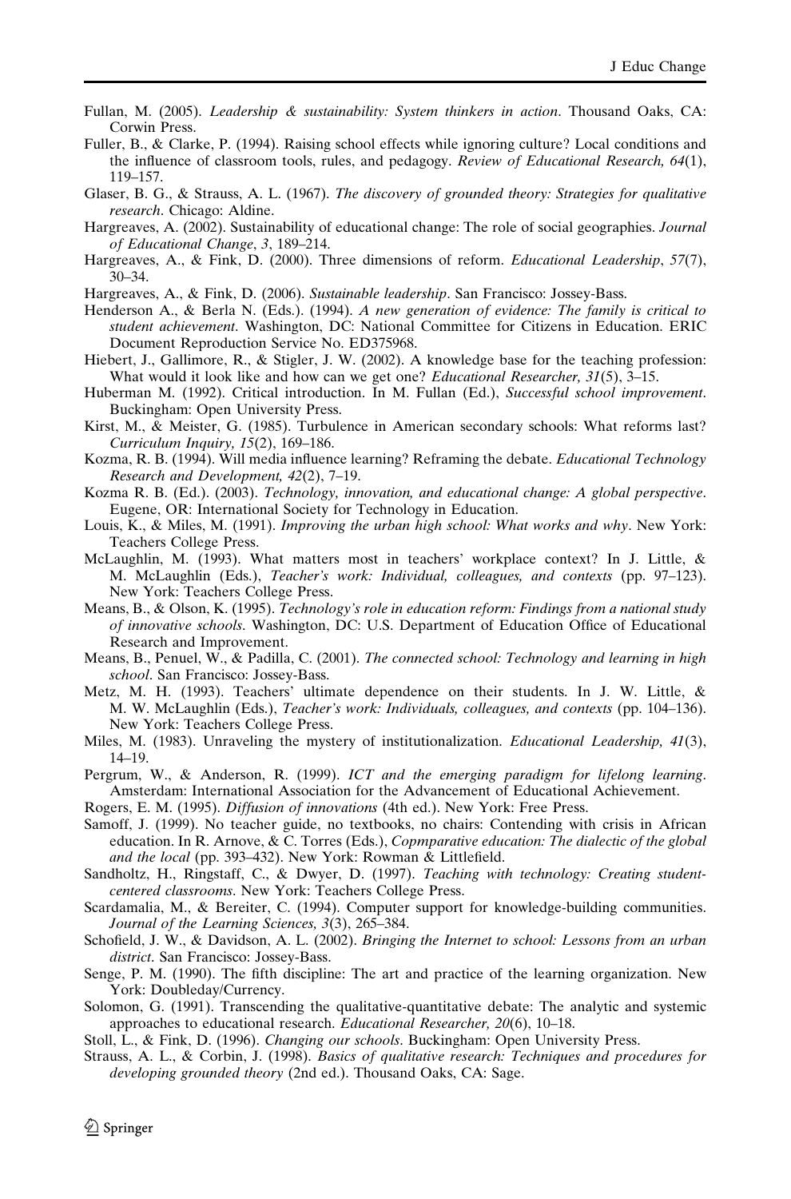Fullan, M. (2005). *Leadership & sustainability: System thinkers in action*. Thousand Oaks, CA: Corwin Press.

Fuller, B., & Clarke, P. (1994). Raising school effects while ignoring culture? Local conditions and the influence of classroom tools, rules, and pedagogy. *Review of Educational Research, 64*(1), 119–157.

Glaser, B. G., & Strauss, A. L. (1967). *The discovery of grounded theory: Strategies for qualitative research*. Chicago: Aldine.

Hargreaves, A. (2002). Sustainability of educational change: The role of social geographies. *Journal of Educational Change*, *3*, 189–214.

Hargreaves, A., & Fink, D. (2000). Three dimensions of reform. *Educational Leadership*, *57*(7), 30–34.

Hargreaves, A., & Fink, D. (2006). *Sustainable leadership*. San Francisco: Jossey-Bass.

Henderson A., & Berla N. (Eds.). (1994). *A new generation of evidence: The family is critical to student achievement*. Washington, DC: National Committee for Citizens in Education. ERIC Document Reproduction Service No. ED375968.

Hiebert, J., Gallimore, R., & Stigler, J. W. (2002). A knowledge base for the teaching profession: What would it look like and how can we get one? *Educational Researcher, 31*(5), 3–15.

Huberman M. (1992). Critical introduction. In M. Fullan (Ed.), *Successful school improvement*. Buckingham: Open University Press.

Kirst, M., & Meister, G. (1985). Turbulence in American secondary schools: What reforms last? *Curriculum Inquiry, 15*(2), 169–186.

Kozma, R. B. (1994). Will media influence learning? Reframing the debate. *Educational Technology Research and Development, 42*(2), 7–19.

Kozma R. B. (Ed.). (2003). *Technology, innovation, and educational change: A global perspective*. Eugene, OR: International Society for Technology in Education.

Louis, K., & Miles, M. (1991). *Improving the urban high school: What works and why*. New York: Teachers College Press.

McLaughlin, M. (1993). What matters most in teachers' workplace context? In J. Little, & M. McLaughlin (Eds.), *Teacher's work: Individual, colleagues, and contexts* (pp. 97–123). New York: Teachers College Press.

Means, B., & Olson, K. (1995). *Technology's role in education reform: Findings from a national study of innovative schools*. Washington, DC: U.S. Department of Education Office of Educational Research and Improvement.

Means, B., Penuel, W., & Padilla, C. (2001). *The connected school: Technology and learning in high school*. San Francisco: Jossey-Bass.

Metz, M. H. (1993). Teachers' ultimate dependence on their students. In J. W. Little, & M. W. McLaughlin (Eds.), *Teacher's work: Individuals, colleagues, and contexts* (pp. 104–136). New York: Teachers College Press.

Miles, M. (1983). Unraveling the mystery of institutionalization. *Educational Leadership, 41*(3), 14–19.

Pergrum, W., & Anderson, R. (1999). *ICT and the emerging paradigm for lifelong learning*. Amsterdam: International Association for the Advancement of Educational Achievement.

Rogers, E. M. (1995). *Diffusion of innovations* (4th ed.). New York: Free Press.

Samoff, J. (1999). No teacher guide, no textbooks, no chairs: Contending with crisis in African education. In R. Arnove, & C. Torres (Eds.), *Copmparative education: The dialectic of the global and the local* (pp. 393–432). New York: Rowman & Littlefield.

Sandholtz, H., Ringstaff, C., & Dwyer, D. (1997). *Teaching with technology: Creating student-centered classrooms*. New York: Teachers College Press.

Scardamalia, M., & Bereiter, C. (1994). Computer support for knowledge-building communities. *Journal of the Learning Sciences, 3*(3), 265–384.

Schofield, J. W., & Davidson, A. L. (2002). *Bringing the Internet to school: Lessons from an urban district*. San Francisco: Jossey-Bass.

Senge, P. M. (1990). The fifth discipline: The art and practice of the learning organization. New York: Doubleday/Currency.

Solomon, G. (1991). Transcending the qualitative-quantitative debate: The analytic and systemic approaches to educational research. *Educational Researcher, 20*(6), 10–18.

Stoll, L., & Fink, D. (1996). *Changing our schools*. Buckingham: Open University Press.

Strauss, A. L., & Corbin, J. (1998). *Basics of qualitative research: Techniques and procedures for developing grounded theory* (2nd ed.). Thousand Oaks, CA: Sage.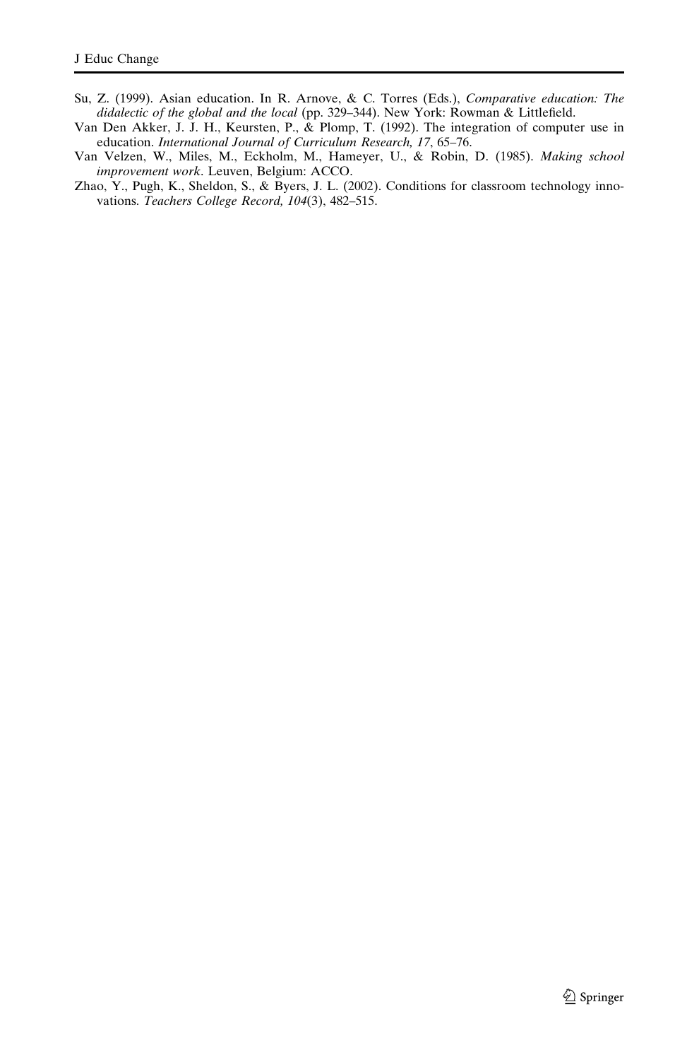Su, Z. (1999). Asian education. In R. Arnove, & C. Torres (Eds.), *Comparative education: The didalectic of the global and the local* (pp. 329–344). New York: Rowman & Littlefield.

Van Den Akker, J. J. H., Keursten, P., & Plomp, T. (1992). The integration of computer use in education. *International Journal of Curriculum Research, 17*, 65–76.

Van Velzen, W., Miles, M., Eckholm, M., Hameyer, U., & Robin, D. (1985). *Making school improvement work*. Leuven, Belgium: ACCO.

Zhao, Y., Pugh, K., Sheldon, S., & Byers, J. L. (2002). Conditions for classroom technology innovations. *Teachers College Record, 104*(3), 482–515.